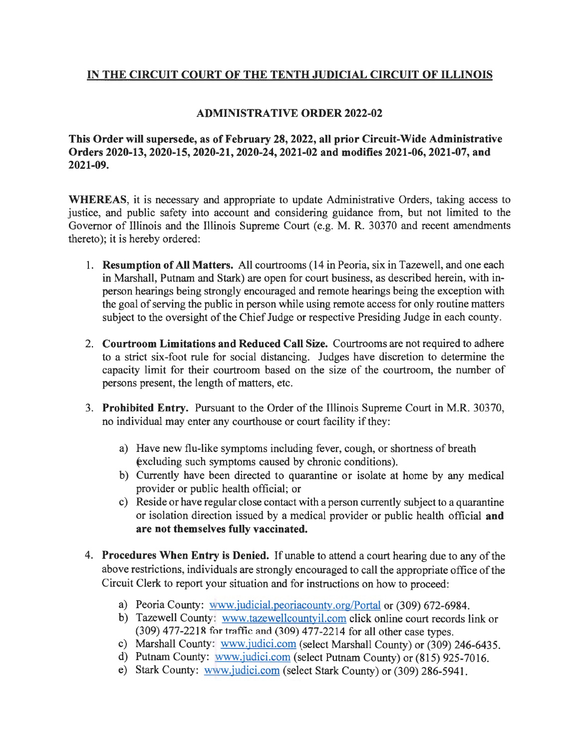**<u>IN THE CIRCUIT COURT OF THE TENTH JUDICIAL CIRCUIT OF ILLINOIS</u>**

**ADMINISTRATIVE ORDER 2022-02**

**This Order will supersede, as of February 28, 2022, all prior Circuit-Wide Administrative Orders 2020-13, 2020-15, 2020-21, 2020-24, 2021-02 and modifies 2021-06, 2021-07, and 2021-09.**

**WHEREAS**, it is necessary and appropriate to update Administrative Orders, taking access to justice, and public safety into account and considering guidance from, but not limited to the Governor of Illinois and the Illinois Supreme Court (e.g. M. R. 30370 and recent amendments thereto); it is hereby ordered:

1. **Resumption of All Matters.** All courtrooms (14 in Peoria, six in Tazewell, and one each in Marshall, Putnam and Stark) are open for court business, as described herein, with in-person hearings being strongly encouraged and remote hearings being the exception with the goal of serving the public in person while using remote access for only routine matters subject to the oversight of the Chief Judge or respective Presiding Judge in each county.

2. **Courtroom Limitations and Reduced Call Size.** Courtrooms are not required to adhere to a strict six-foot rule for social distancing. Judges have discretion to determine the capacity limit for their courtroom based on the size of the courtroom, the number of persons present, the length of matters, etc.

3. **Prohibited Entry.** Pursuant to the Order of the Illinois Supreme Court in M.R. 30370, no individual may enter any courthouse or court facility if they:

   a) Have new flu-like symptoms including fever, cough, or shortness of breath (excluding such symptoms caused by chronic conditions).
   b) Currently have been directed to quarantine or isolate at home by any medical provider or public health official; or
   c) Reside or have regular close contact with a person currently subject to a quarantine or isolation direction issued by a medical provider or public health official **and are not themselves fully vaccinated.**

4. **Procedures When Entry is Denied.** If unable to attend a court hearing due to any of the above restrictions, individuals are strongly encouraged to call the appropriate office of the Circuit Clerk to report your situation and for instructions on how to proceed:

   a) Peoria County: www.judicial.peoriacounty.org/Portal or (309) 672-6984.
   b) Tazewell County: www.tazewellcountyil.com click online court records link or (309) 477-2218 for traffic and (309) 477-2214 for all other case types.
   c) Marshall County: www.judici.com (select Marshall County) or (309) 246-6435.
   d) Putnam County: www.judici.com (select Putnam County) or (815) 925-7016.
   e) Stark County: www.judici.com (select Stark County) or (309) 286-5941.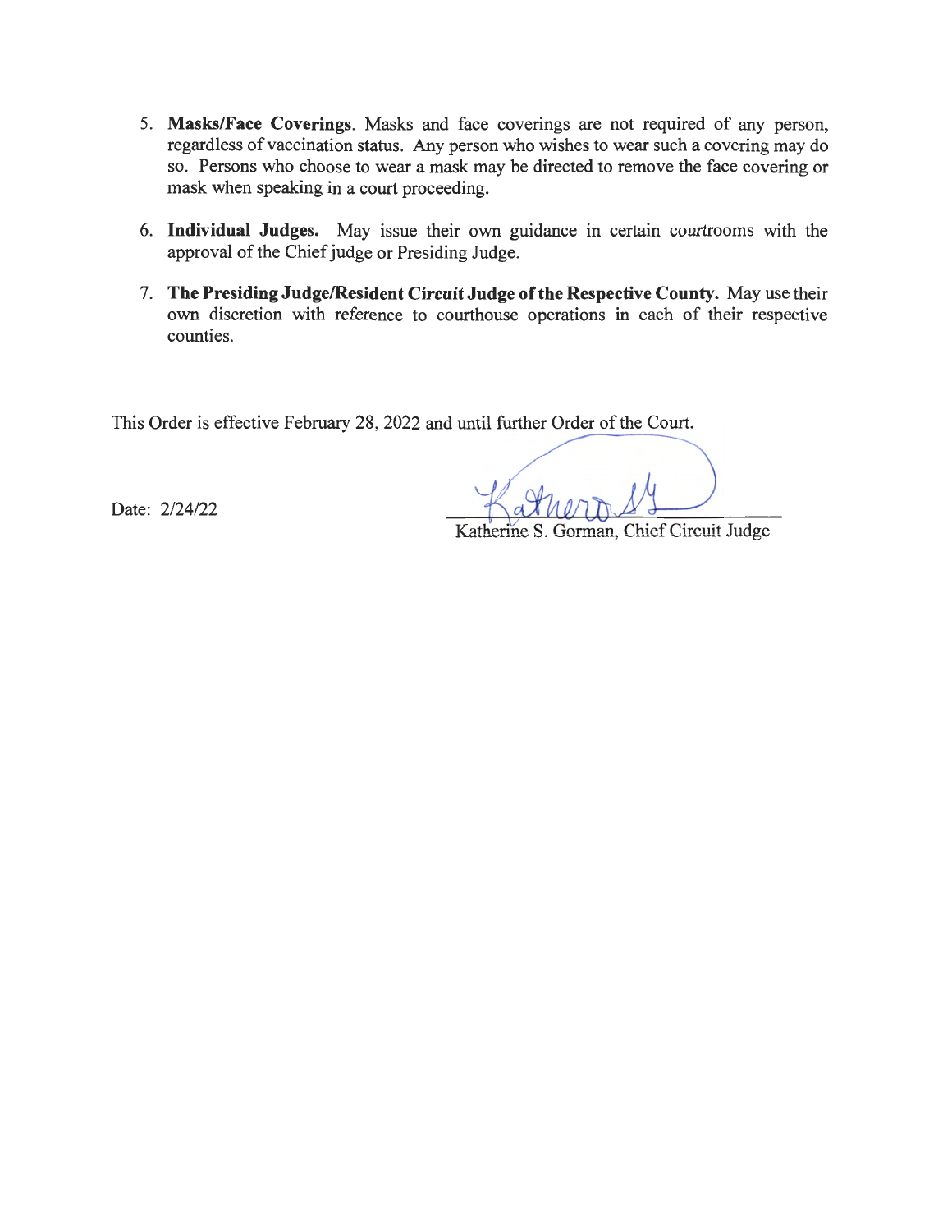5. **Masks/Face Coverings**. Masks and face coverings are not required of any person, regardless of vaccination status. Any person who wishes to wear such a covering may do so. Persons who choose to wear a mask may be directed to remove the face covering or mask when speaking in a court proceeding.

6. **Individual Judges.** May issue their own guidance in certain courtrooms with the approval of the Chief judge or Presiding Judge.

7. **The Presiding Judge/Resident Circuit Judge of the Respective County.** May use their own discretion with reference to courthouse operations in each of their respective counties.

This Order is effective February 28, 2022 and until further Order of the Court.

Date: 2/24/22

Katherine S. Gorman, Chief Circuit Judge